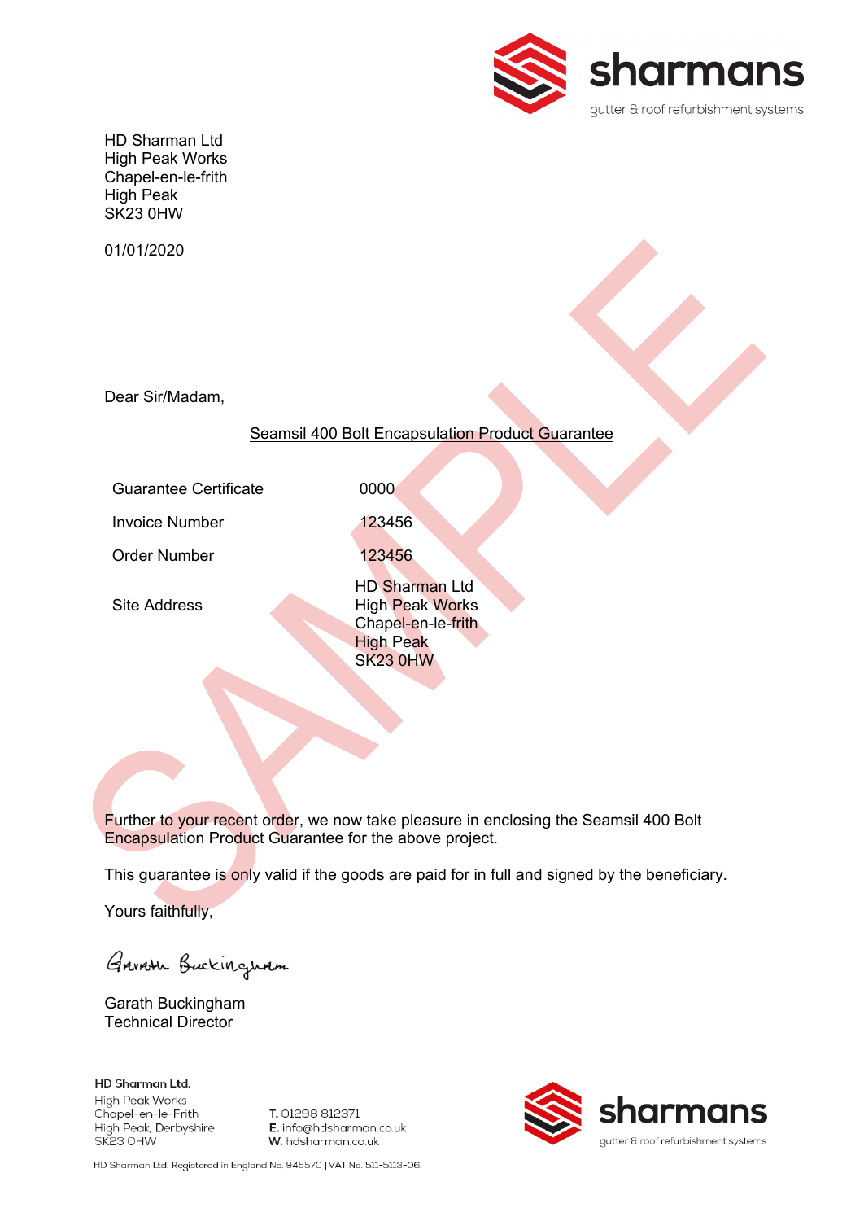sharmans
gutter & roof refurbishment systems

HD Sharman Ltd
High Peak Works
Chapel-en-le-frith
High Peak
SK23 0HW

01/01/2020

Dear Sir/Madam,

Seamsil 400 Bolt Encapsulation Product Guarantee

| | |
|---|---|
| Guarantee Certificate | 0000 |
| Invoice Number | 123456 |
| Order Number | 123456 |
| Site Address | HD Sharman Ltd<br>High Peak Works<br>Chapel-en-le-frith<br>High Peak<br>SK23 0HW |

SAMPLE

Further to your recent order, we now take pleasure in enclosing the Seamsil 400 Bolt Encapsulation Product Guarantee for the above project.

This guarantee is only valid if the goods are paid for in full and signed by the beneficiary.

Yours faithfully,

Garath Buckingham

Garath Buckingham
Technical Director

**HD Sharman Ltd.**
High Peak Works
Chapel-en-le-Frith
High Peak, Derbyshire
SK23 0HW

**T.** 01298 812371
**E.** info@hdsharman.co.uk
**W.** hdsharman.co.uk

sharmans
gutter & roof refurbishment systems

HD Sharman Ltd. Registered in England No. 945570 | VAT No. 511-5113-06.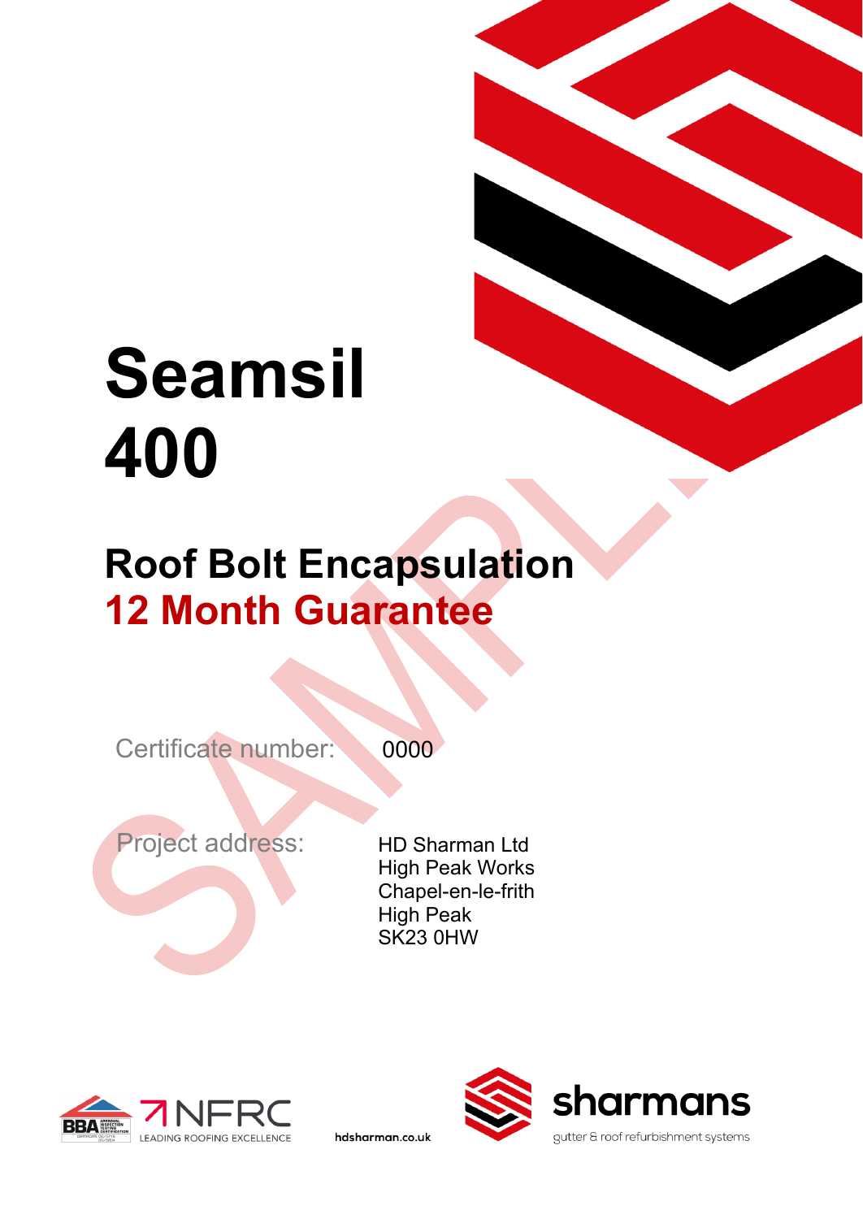# Seamsil 400

## Roof Bolt Encapsulation
## 12 Month Guarantee

SAMPLE

Certificate number: 0000

Project address: HD Sharman Ltd
High Peak Works
Chapel-en-le-frith
High Peak
SK23 0HW

BBA NFRC LEADING ROOFING EXCELLENCE

hdsharman.co.uk

sharmans
gutter & roof refurbishment systems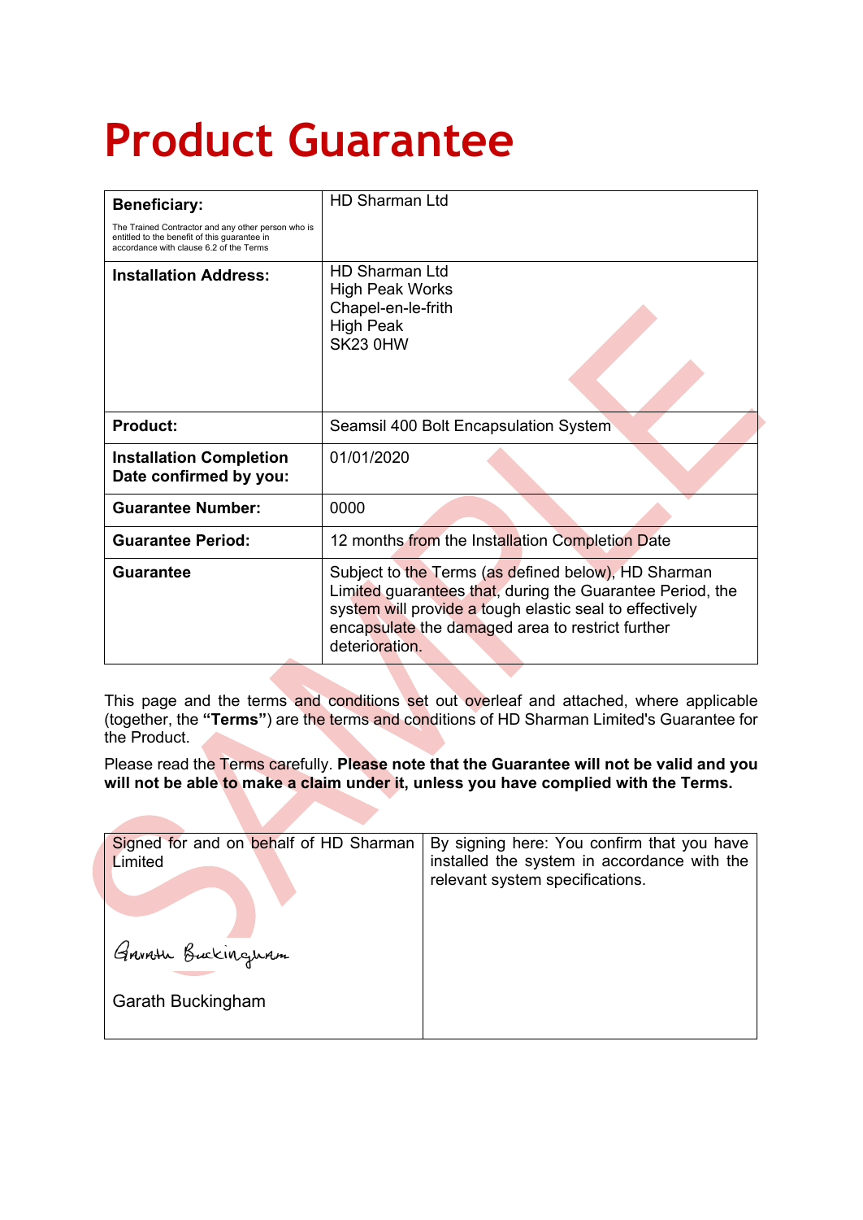# Product Guarantee

| | |
|---|---|
| **Beneficiary:**<br>The Trained Contractor and any other person who is entitled to the benefit of this guarantee in accordance with clause 6.2 of the Terms | HD Sharman Ltd |
| **Installation Address:** | HD Sharman Ltd<br>High Peak Works<br>Chapel-en-le-frith<br>High Peak<br>SK23 0HW |
| **Product:** | Seamsil 400 Bolt Encapsulation System |
| **Installation Completion Date confirmed by you:** | 01/01/2020 |
| **Guarantee Number:** | 0000 |
| **Guarantee Period:** | 12 months from the Installation Completion Date |
| **Guarantee** | Subject to the Terms (as defined below), HD Sharman Limited guarantees that, during the Guarantee Period, the system will provide a tough elastic seal to effectively encapsulate the damaged area to restrict further deterioration. |

This page and the terms and conditions set out overleaf and attached, where applicable (together, the **"Terms"**) are the terms and conditions of HD Sharman Limited's Guarantee for the Product.

Please read the Terms carefully. **Please note that the Guarantee will not be valid and you will not be able to make a claim under it, unless you have complied with the Terms.**

| | |
|---|---|
| Signed for and on behalf of HD Sharman Limited<br><br>Garath Buckingham<br><br>Garath Buckingham | By signing here: You confirm that you have installed the system in accordance with the relevant system specifications. |

SAMPLE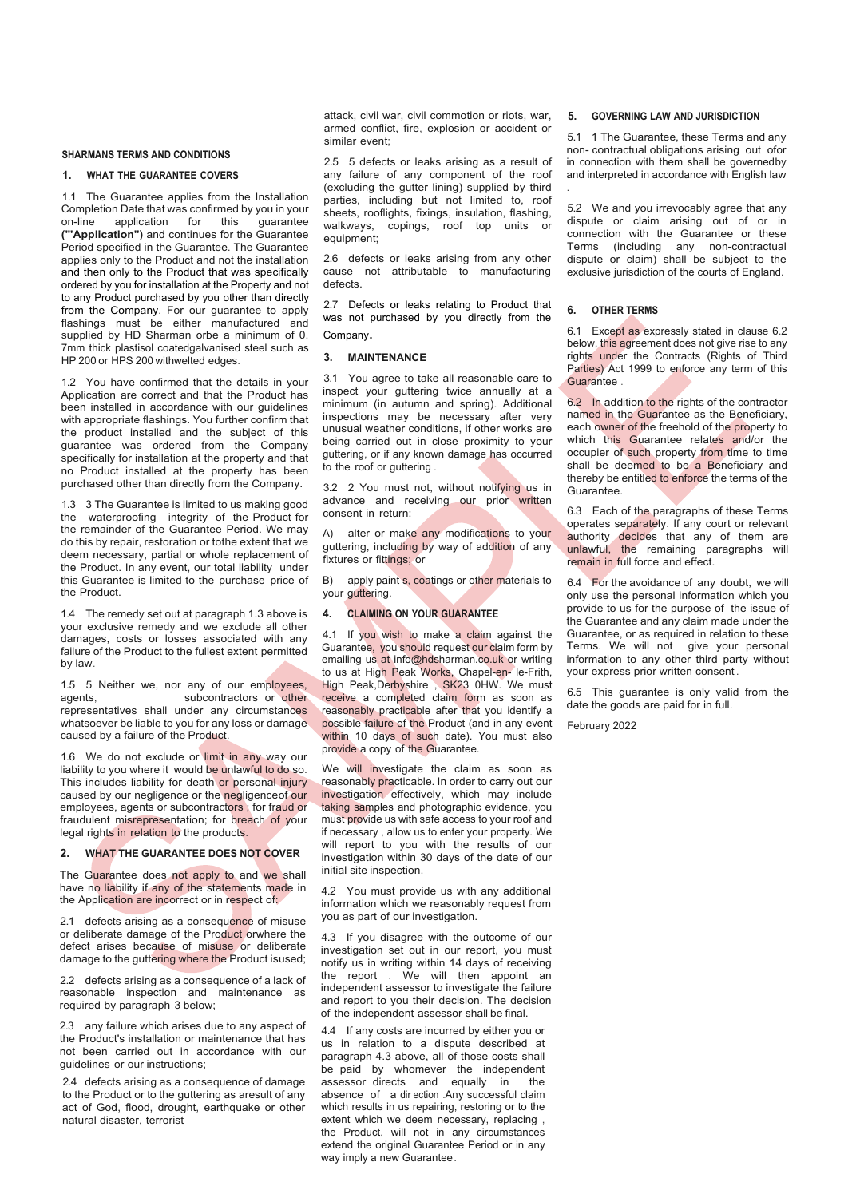SHARMANS TERMS AND CONDITIONS

## 1. WHAT THE GUARANTEE COVERS

1.1 The Guarantee applies from the Installation Completion Date that was confirmed by you in your on-line application for this guarantee **("'Application")** and continues for the Guarantee Period specified in the Guarantee. The Guarantee applies only to the Product and not the installation and then only to the Product that was specifically ordered by you for installation at the Property and not to any Product purchased by you other than directly from the Company. For our guarantee to apply flashings must be either manufactured and supplied by HD Sharman orbe a minimum of 0. 7mm thick plastisol coatedgalvanised steel such as HP 200 or HPS 200 withwelted edges.

1.2 You have confirmed that the details in your Application are correct and that the Product has been installed in accordance with our guidelines with appropriate flashings. You further confirm that the product installed and the subject of this guarantee was ordered from the Company specifically for installation at the property and that no Product installed at the property has been purchased other than directly from the Company.

1.3 3 The Guarantee is limited to us making good the waterproofing integrity of the Product for the remainder of the Guarantee Period. We may do this by repair, restoration or tothe extent that we deem necessary, partial or whole replacement of the Product. In any event, our total liability under this Guarantee is limited to the purchase price of the Product.

1.4 The remedy set out at paragraph 1.3 above is your exclusive remedy and we exclude all other damages, costs or losses associated with any failure of the Product to the fullest extent permitted by law.

1.5 5 Neither we, nor any of our employees, agents, subcontractors or other representatives shall under any circumstances whatsoever be liable to you for any loss or damage caused by a failure of the Product.

1.6 We do not exclude or limit in any way our liability to you where it would be unlawful to do so. This includes liability for death or personal injury caused by our negligence or the negligenceof our employees, agents or subcontractors ; for fraud or fraudulent misrepresentation; for breach of your legal rights in relation to the products.

## 2. WHAT THE GUARANTEE DOES NOT COVER

The Guarantee does not apply to and we shall have no liability if any of the statements made in the Application are incorrect or in respect of:

2.1 defects arising as a consequence of misuse or deliberate damage of the Product orwhere the defect arises because of misuse or deliberate damage to the guttering where the Product isused;

2.2 defects arising as a consequence of a lack of reasonable inspection and maintenance as required by paragraph 3 below;

2.3 any failure which arises due to any aspect of the Product's installation or maintenance that has not been carried out in accordance with our guidelines or our instructions;

2.4 defects arising as a consequence of damage to the Product or to the guttering as aresult of any act of God, flood, drought, earthquake or other natural disaster, terrorist attack, civil war, civil commotion or riots, war, armed conflict, fire, explosion or accident or similar event;

2.5 5 defects or leaks arising as a result of any failure of any component of the roof (excluding the gutter lining) supplied by third parties, including but not limited to, roof sheets, rooflights, fixings, insulation, flashing, walkways, copings, roof top units or equipment;

2.6 defects or leaks arising from any other cause not attributable to manufacturing defects.

2.7 Defects or leaks relating to Product that was not purchased by you directly from the Company**.**

## 3. MAINTENANCE

3.1 You agree to take all reasonable care to inspect your guttering twice annually at a minimum (in autumn and spring). Additional inspections may be necessary after very unusual weather conditions, if other works are being carried out in close proximity to your guttering, or if any known damage has occurred to the roof or guttering .

3.2 2 You must not, without notifying us in advance and receiving our prior written consent in return:

A) alter or make any modifications to your guttering, including by way of addition of any fixtures or fittings; or

B) apply paint s, coatings or other materials to your guttering.

## 4. CLAIMING ON YOUR GUARANTEE

4.1 If you wish to make a claim against the Guarantee, you should request our claim form by emailing us at info@hdsharman.co.uk or writing to us at High Peak Works, Chapel-en- le-Frith, High Peak,Derbyshire , SK23 0HW. We must receive a completed claim form as soon as reasonably practicable after that you identify a possible failure of the Product (and in any event within 10 days of such date). You must also provide a copy of the Guarantee.

We will investigate the claim as soon as reasonably practicable. In order to carry out our investigation effectively, which may include taking samples and photographic evidence, you must provide us with safe access to your roof and if necessary , allow us to enter your property. We will report to you with the results of our investigation within 30 days of the date of our initial site inspection.

4.2 You must provide us with any additional information which we reasonably request from you as part of our investigation.

4.3 If you disagree with the outcome of our investigation set out in our report, you must notify us in writing within 14 days of receiving the report . We will then appoint an independent assessor to investigate the failure and report to you their decision. The decision of the independent assessor shall be final.

4.4 If any costs are incurred by either you or us in relation to a dispute described at paragraph 4.3 above, all of those costs shall be paid by whomever the independent assessor directs and equally in the absence of a dir ection .Any successful claim which results in us repairing, restoring or to the extent which we deem necessary, replacing , the Product, will not in any circumstances extend the original Guarantee Period or in any way imply a new Guarantee.

## 5. GOVERNING LAW AND JURISDICTION

5.1 1 The Guarantee, these Terms and any non- contractual obligations arising out ofor in connection with them shall be governedby and interpreted in accordance with English law .

5.2 We and you irrevocably agree that any dispute or claim arising out of or in connection with the Guarantee or these Terms (including any non-contractual dispute or claim) shall be subject to the exclusive jurisdiction of the courts of England.

## 6. OTHER TERMS

6.1 Except as expressly stated in clause 6.2 below, this agreement does not give rise to any rights under the Contracts (Rights of Third Parties) Act 1999 to enforce any term of this Guarantee .

6.2 In addition to the rights of the contractor named in the Guarantee as the Beneficiary, each owner of the freehold of the property to which this Guarantee relates and/or the occupier of such property from time to time shall be deemed to be a Beneficiary and thereby be entitled to enforce the terms of the Guarantee.

6.3 Each of the paragraphs of these Terms operates separately. If any court or relevant authority decides that any of them are unlawful, the remaining paragraphs will remain in full force and effect.

6.4 For the avoidance of doubt, we will only use the personal information which you provide to us for the purpose of the issue of the Guarantee and any claim made under the Guarantee, or as required in relation to these Terms. We will not give your personal information to any other third party without your express prior written consent .

6.5 This guarantee is only valid from the date the goods are paid for in full.

February 2022